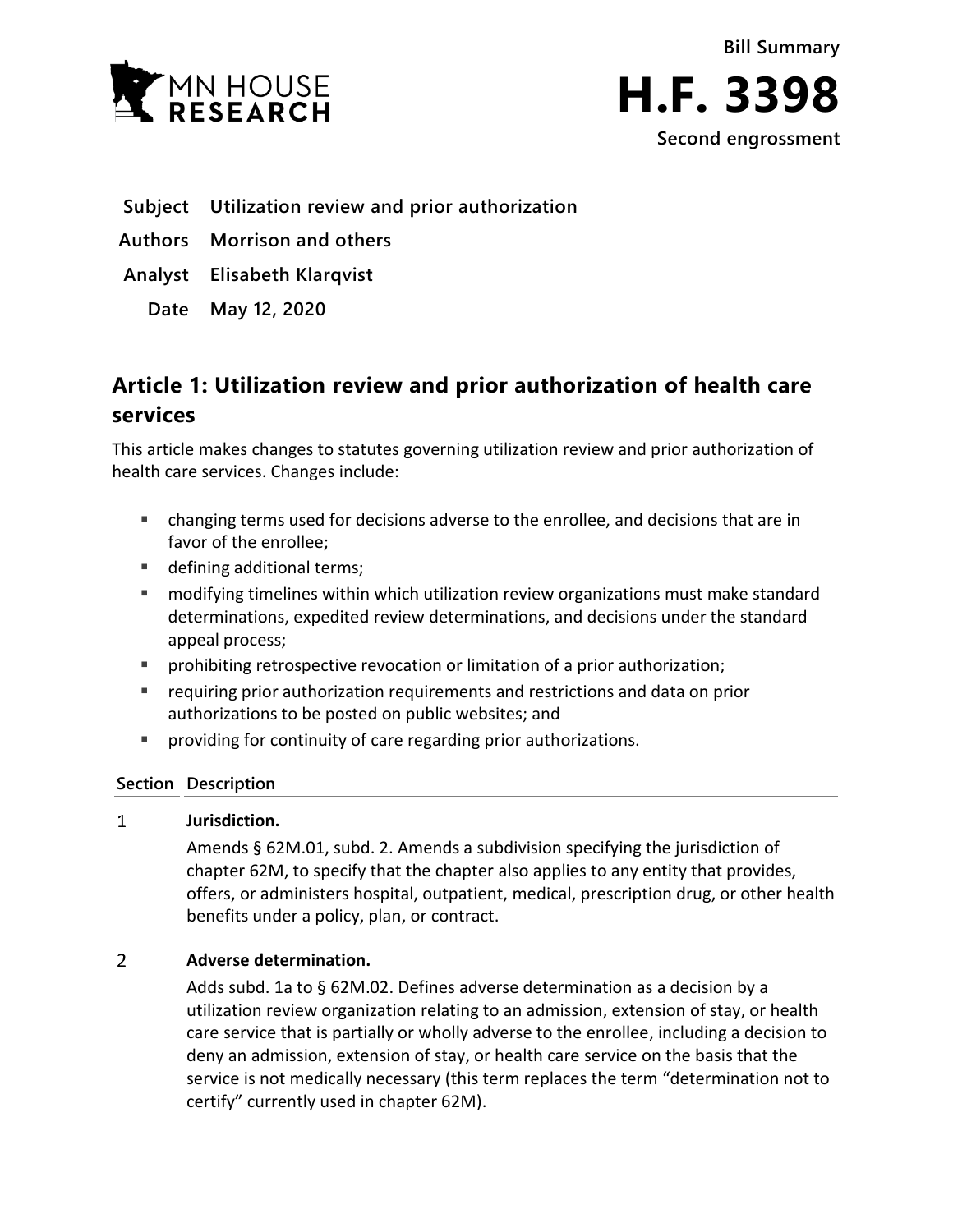MN HOUSE RESEARCH

Bill Summary

# H.F. 3398

Second engrossment

**Subject** Utilization review and prior authorization

**Authors** Morrison and others

**Analyst** Elisabeth Klarqvist

**Date** May 12, 2020

## Article 1: Utilization review and prior authorization of health care services

This article makes changes to statutes governing utilization review and prior authorization of health care services. Changes include:

- changing terms used for decisions adverse to the enrollee, and decisions that are in favor of the enrollee;
- defining additional terms;
- modifying timelines within which utilization review organizations must make standard determinations, expedited review determinations, and decisions under the standard appeal process;
- prohibiting retrospective revocation or limitation of a prior authorization;
- requiring prior authorization requirements and restrictions and data on prior authorizations to be posted on public websites; and
- providing for continuity of care regarding prior authorizations.

| Section | Description |
|---|---|
| 1 | **Jurisdiction.**<br>Amends § 62M.01, subd. 2. Amends a subdivision specifying the jurisdiction of chapter 62M, to specify that the chapter also applies to any entity that provides, offers, or administers hospital, outpatient, medical, prescription drug, or other health benefits under a policy, plan, or contract. |
| 2 | **Adverse determination.**<br>Adds subd. 1a to § 62M.02. Defines adverse determination as a decision by a utilization review organization relating to an admission, extension of stay, or health care service that is partially or wholly adverse to the enrollee, including a decision to deny an admission, extension of stay, or health care service on the basis that the service is not medically necessary (this term replaces the term "determination not to certify" currently used in chapter 62M). |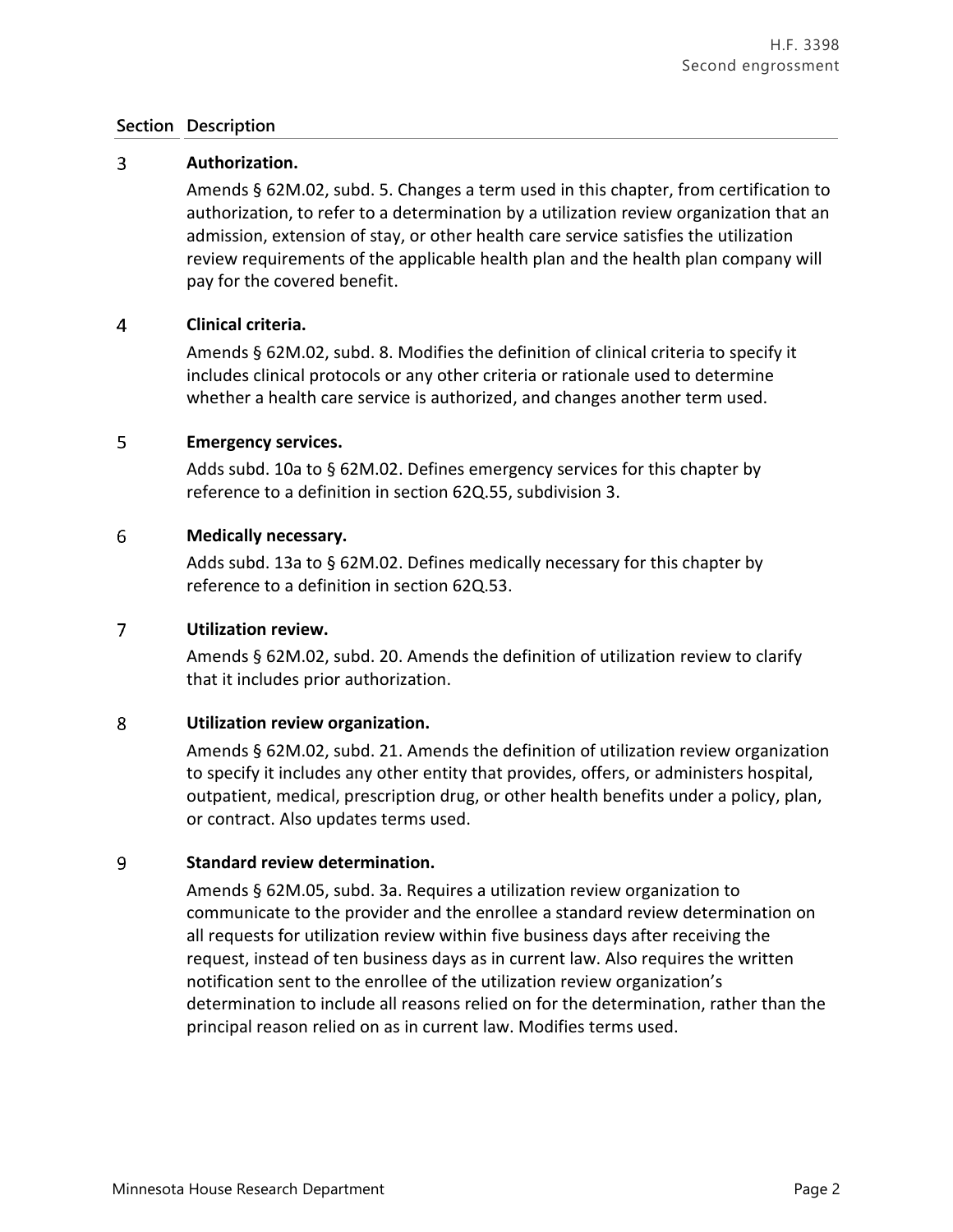| Section | Description |
| --- | --- |
| 3 | **Authorization.** Amends § 62M.02, subd. 5. Changes a term used in this chapter, from certification to authorization, to refer to a determination by a utilization review organization that an admission, extension of stay, or other health care service satisfies the utilization review requirements of the applicable health plan and the health plan company will pay for the covered benefit. |
| 4 | **Clinical criteria.** Amends § 62M.02, subd. 8. Modifies the definition of clinical criteria to specify it includes clinical protocols or any other criteria or rationale used to determine whether a health care service is authorized, and changes another term used. |
| 5 | **Emergency services.** Adds subd. 10a to § 62M.02. Defines emergency services for this chapter by reference to a definition in section 62Q.55, subdivision 3. |
| 6 | **Medically necessary.** Adds subd. 13a to § 62M.02. Defines medically necessary for this chapter by reference to a definition in section 62Q.53. |
| 7 | **Utilization review.** Amends § 62M.02, subd. 20. Amends the definition of utilization review to clarify that it includes prior authorization. |
| 8 | **Utilization review organization.** Amends § 62M.02, subd. 21. Amends the definition of utilization review organization to specify it includes any other entity that provides, offers, or administers hospital, outpatient, medical, prescription drug, or other health benefits under a policy, plan, or contract. Also updates terms used. |
| 9 | **Standard review determination.** Amends § 62M.05, subd. 3a. Requires a utilization review organization to communicate to the provider and the enrollee a standard review determination on all requests for utilization review within five business days after receiving the request, instead of ten business days as in current law. Also requires the written notification sent to the enrollee of the utilization review organization's determination to include all reasons relied on for the determination, rather than the principal reason relied on as in current law. Modifies terms used. |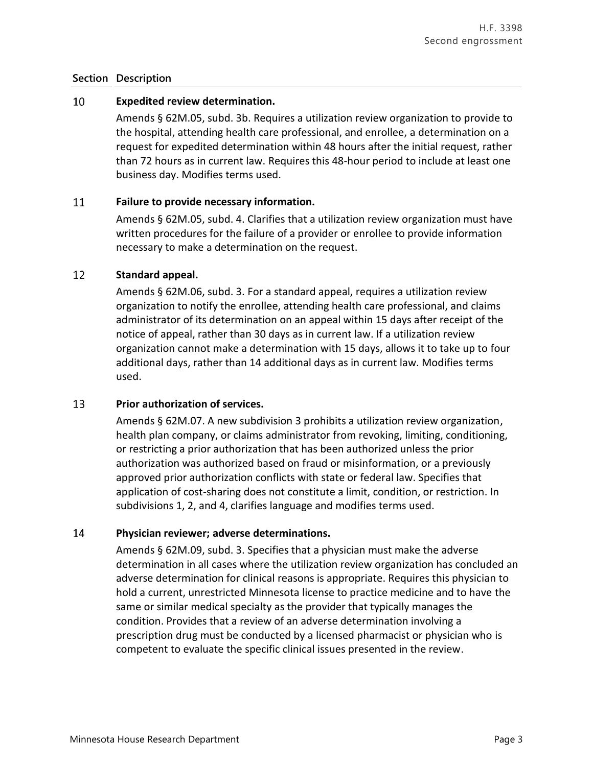| Section | Description |
|---|---|
| 10 | **Expedited review determination.** <br> Amends § 62M.05, subd. 3b. Requires a utilization review organization to provide to the hospital, attending health care professional, and enrollee, a determination on a request for expedited determination within 48 hours after the initial request, rather than 72 hours as in current law. Requires this 48-hour period to include at least one business day. Modifies terms used. |
| 11 | **Failure to provide necessary information.** <br> Amends § 62M.05, subd. 4. Clarifies that a utilization review organization must have written procedures for the failure of a provider or enrollee to provide information necessary to make a determination on the request. |
| 12 | **Standard appeal.** <br> Amends § 62M.06, subd. 3. For a standard appeal, requires a utilization review organization to notify the enrollee, attending health care professional, and claims administrator of its determination on an appeal within 15 days after receipt of the notice of appeal, rather than 30 days as in current law. If a utilization review organization cannot make a determination with 15 days, allows it to take up to four additional days, rather than 14 additional days as in current law. Modifies terms used. |
| 13 | **Prior authorization of services.** <br> Amends § 62M.07. A new subdivision 3 prohibits a utilization review organization, health plan company, or claims administrator from revoking, limiting, conditioning, or restricting a prior authorization that has been authorized unless the prior authorization was authorized based on fraud or misinformation, or a previously approved prior authorization conflicts with state or federal law. Specifies that application of cost-sharing does not constitute a limit, condition, or restriction. In subdivisions 1, 2, and 4, clarifies language and modifies terms used. |
| 14 | **Physician reviewer; adverse determinations.** <br> Amends § 62M.09, subd. 3. Specifies that a physician must make the adverse determination in all cases where the utilization review organization has concluded an adverse determination for clinical reasons is appropriate. Requires this physician to hold a current, unrestricted Minnesota license to practice medicine and to have the same or similar medical specialty as the provider that typically manages the condition. Provides that a review of an adverse determination involving a prescription drug must be conducted by a licensed pharmacist or physician who is competent to evaluate the specific clinical issues presented in the review. |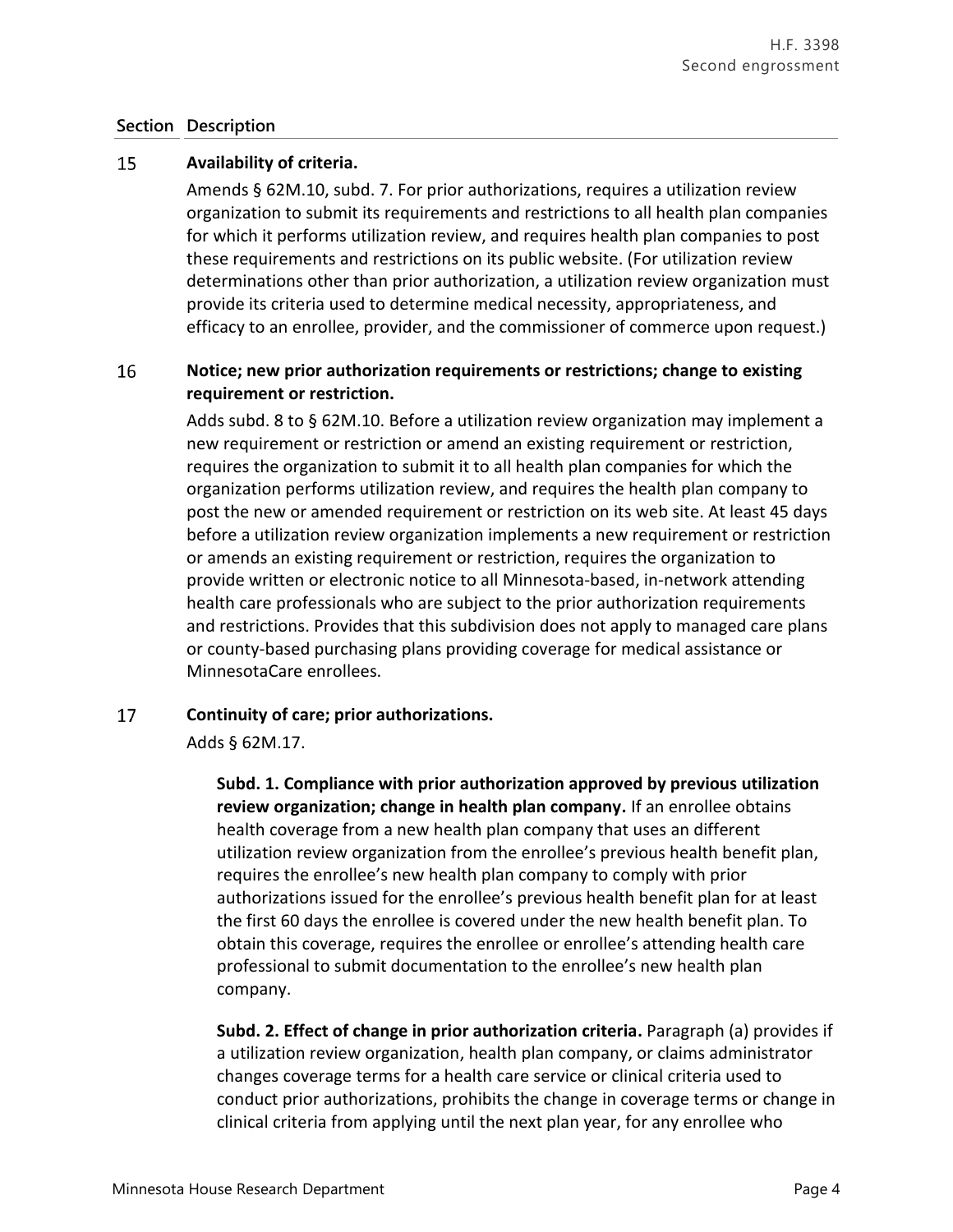| Section | Description |
|---|---|
| 15 | **Availability of criteria.**<br>Amends § 62M.10, subd. 7. For prior authorizations, requires a utilization review organization to submit its requirements and restrictions to all health plan companies for which it performs utilization review, and requires health plan companies to post these requirements and restrictions on its public website. (For utilization review determinations other than prior authorization, a utilization review organization must provide its criteria used to determine medical necessity, appropriateness, and efficacy to an enrollee, provider, and the commissioner of commerce upon request.) |
| 16 | **Notice; new prior authorization requirements or restrictions; change to existing requirement or restriction.**<br>Adds subd. 8 to § 62M.10. Before a utilization review organization may implement a new requirement or restriction or amend an existing requirement or restriction, requires the organization to submit it to all health plan companies for which the organization performs utilization review, and requires the health plan company to post the new or amended requirement or restriction on its web site. At least 45 days before a utilization review organization implements a new requirement or restriction or amends an existing requirement or restriction, requires the organization to provide written or electronic notice to all Minnesota-based, in-network attending health care professionals who are subject to the prior authorization requirements and restrictions. Provides that this subdivision does not apply to managed care plans or county-based purchasing plans providing coverage for medical assistance or MinnesotaCare enrollees. |
| 17 | **Continuity of care; prior authorizations.**<br>Adds § 62M.17.<br><br>**Subd. 1. Compliance with prior authorization approved by previous utilization review organization; change in health plan company.** If an enrollee obtains health coverage from a new health plan company that uses an different utilization review organization from the enrollee's previous health benefit plan, requires the enrollee's new health plan company to comply with prior authorizations issued for the enrollee's previous health benefit plan for at least the first 60 days the enrollee is covered under the new health benefit plan. To obtain this coverage, requires the enrollee or enrollee's attending health care professional to submit documentation to the enrollee's new health plan company.<br><br>**Subd. 2. Effect of change in prior authorization criteria.** Paragraph (a) provides if a utilization review organization, health plan company, or claims administrator changes coverage terms for a health care service or clinical criteria used to conduct prior authorizations, prohibits the change in coverage terms or change in clinical criteria from applying until the next plan year, for any enrollee who |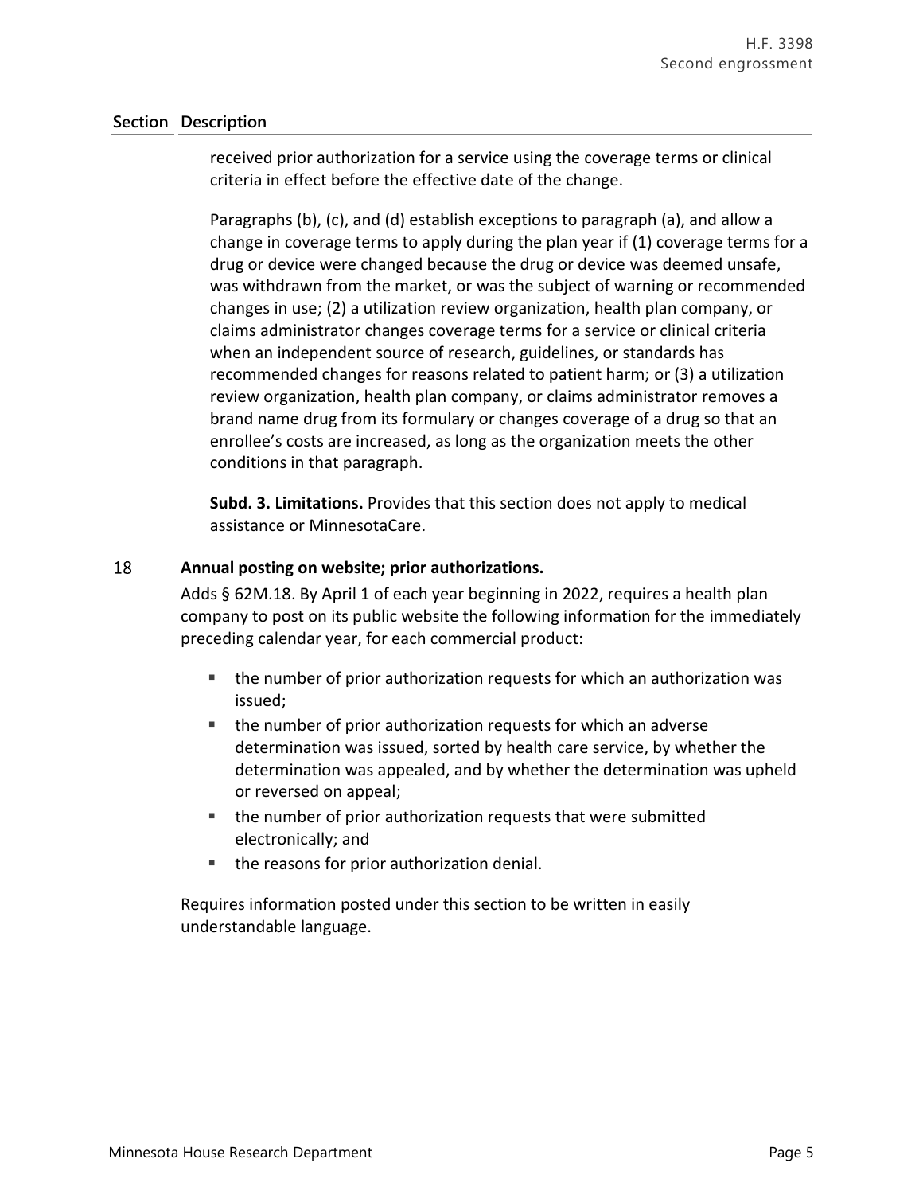| Section | Description |
|---|---|

received prior authorization for a service using the coverage terms or clinical criteria in effect before the effective date of the change.

Paragraphs (b), (c), and (d) establish exceptions to paragraph (a), and allow a change in coverage terms to apply during the plan year if (1) coverage terms for a drug or device were changed because the drug or device was deemed unsafe, was withdrawn from the market, or was the subject of warning or recommended changes in use; (2) a utilization review organization, health plan company, or claims administrator changes coverage terms for a service or clinical criteria when an independent source of research, guidelines, or standards has recommended changes for reasons related to patient harm; or (3) a utilization review organization, health plan company, or claims administrator removes a brand name drug from its formulary or changes coverage of a drug so that an enrollee's costs are increased, as long as the organization meets the other conditions in that paragraph.

**Subd. 3. Limitations.** Provides that this section does not apply to medical assistance or MinnesotaCare.

## 18 Annual posting on website; prior authorizations.

Adds § 62M.18. By April 1 of each year beginning in 2022, requires a health plan company to post on its public website the following information for the immediately preceding calendar year, for each commercial product:

- the number of prior authorization requests for which an authorization was issued;
- the number of prior authorization requests for which an adverse determination was issued, sorted by health care service, by whether the determination was appealed, and by whether the determination was upheld or reversed on appeal;
- the number of prior authorization requests that were submitted electronically; and
- the reasons for prior authorization denial.

Requires information posted under this section to be written in easily understandable language.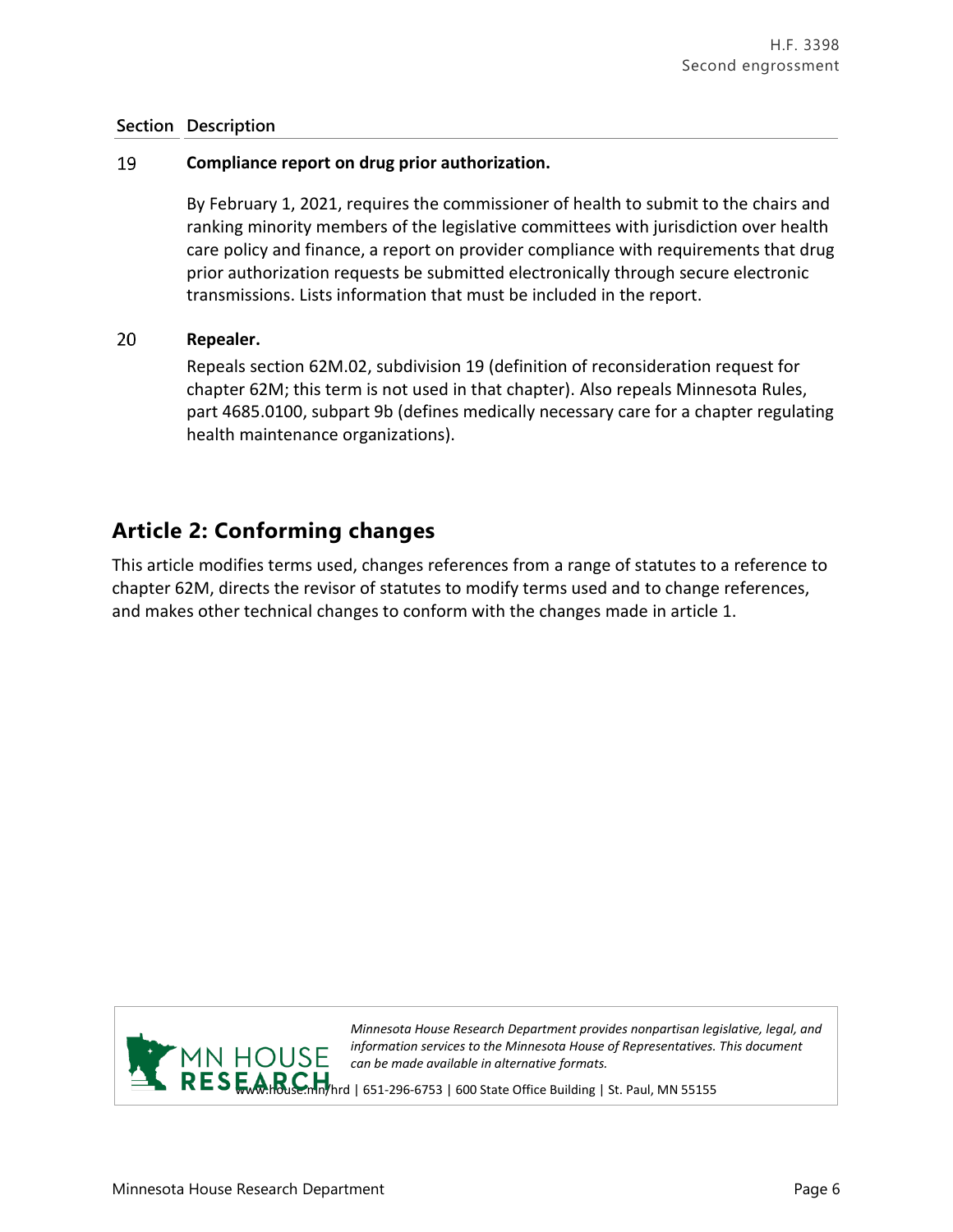| Section | Description |
|---|---|
| 19 | **Compliance report on drug prior authorization.**<br><br>By February 1, 2021, requires the commissioner of health to submit to the chairs and ranking minority members of the legislative committees with jurisdiction over health care policy and finance, a report on provider compliance with requirements that drug prior authorization requests be submitted electronically through secure electronic transmissions. Lists information that must be included in the report. |
| 20 | **Repealer.**<br><br>Repeals section 62M.02, subdivision 19 (definition of reconsideration request for chapter 62M; this term is not used in that chapter). Also repeals Minnesota Rules, part 4685.0100, subpart 9b (defines medically necessary care for a chapter regulating health maintenance organizations). |

## Article 2: Conforming changes

This article modifies terms used, changes references from a range of statutes to a reference to chapter 62M, directs the revisor of statutes to modify terms used and to change references, and makes other technical changes to conform with the changes made in article 1.

MN HOUSE RESEARCH

*Minnesota House Research Department provides nonpartisan legislative, legal, and information services to the Minnesota House of Representatives. This document can be made available in alternative formats.*

www.house.mn/hrd | 651-296-6753 | 600 State Office Building | St. Paul, MN 55155